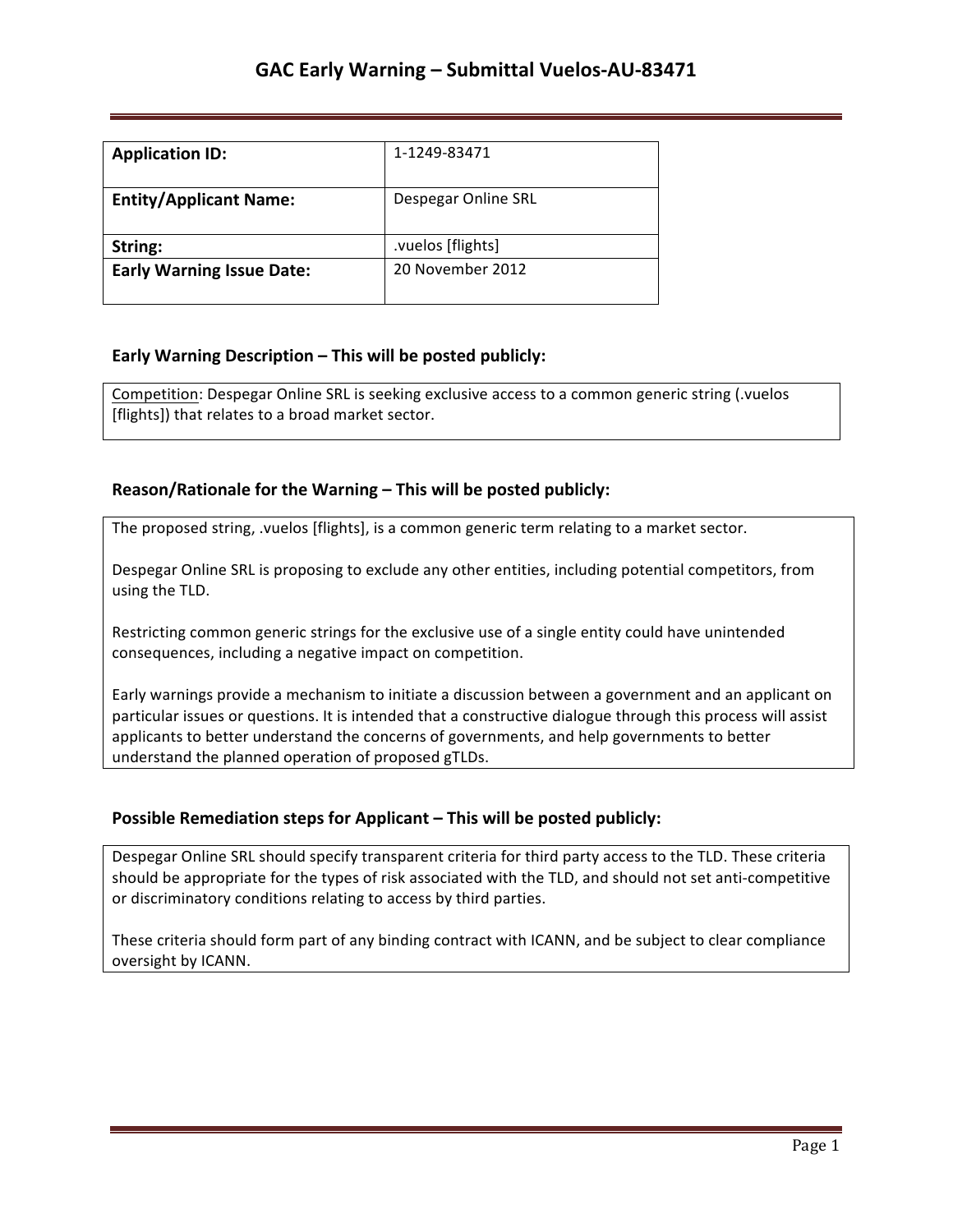# GAC Early Warning – Submittal Vuelos-AU-83471

| **Application ID:** | 1-1249-83471 |
| --- | --- |
| **Entity/Applicant Name:** | Despegar Online SRL |
| **String:** | .vuelos [flights] |
| **Early Warning Issue Date:** | 20 November 2012 |

### Early Warning Description – This will be posted publicly:

Competition: Despegar Online SRL is seeking exclusive access to a common generic string (.vuelos [flights]) that relates to a broad market sector.

### Reason/Rationale for the Warning – This will be posted publicly:

The proposed string, .vuelos [flights], is a common generic term relating to a market sector.

Despegar Online SRL is proposing to exclude any other entities, including potential competitors, from using the TLD.

Restricting common generic strings for the exclusive use of a single entity could have unintended consequences, including a negative impact on competition.

Early warnings provide a mechanism to initiate a discussion between a government and an applicant on particular issues or questions. It is intended that a constructive dialogue through this process will assist applicants to better understand the concerns of governments, and help governments to better understand the planned operation of proposed gTLDs.

### Possible Remediation steps for Applicant – This will be posted publicly:

Despegar Online SRL should specify transparent criteria for third party access to the TLD. These criteria should be appropriate for the types of risk associated with the TLD, and should not set anti-competitive or discriminatory conditions relating to access by third parties.

These criteria should form part of any binding contract with ICANN, and be subject to clear compliance oversight by ICANN.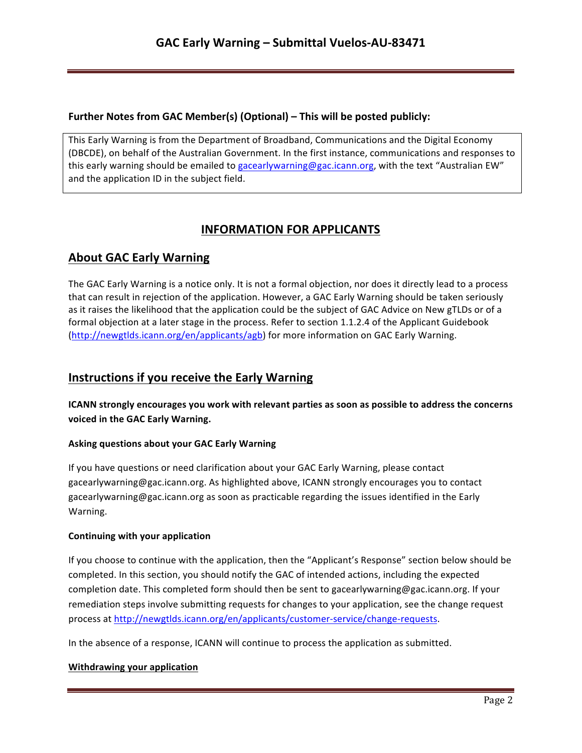**Further Notes from GAC Member(s) (Optional) – This will be posted publicly:**

This Early Warning is from the Department of Broadband, Communications and the Digital Economy (DBCDE), on behalf of the Australian Government. In the first instance, communications and responses to this early warning should be emailed to gacearlywarning@gac.icann.org, with the text "Australian EW" and the application ID in the subject field.

## INFORMATION FOR APPLICANTS

## About GAC Early Warning

The GAC Early Warning is a notice only. It is not a formal objection, nor does it directly lead to a process that can result in rejection of the application. However, a GAC Early Warning should be taken seriously as it raises the likelihood that the application could be the subject of GAC Advice on New gTLDs or of a formal objection at a later stage in the process. Refer to section 1.1.2.4 of the Applicant Guidebook (http://newgtlds.icann.org/en/applicants/agb) for more information on GAC Early Warning.

## Instructions if you receive the Early Warning

**ICANN strongly encourages you work with relevant parties as soon as possible to address the concerns voiced in the GAC Early Warning.**

### Asking questions about your GAC Early Warning

If you have questions or need clarification about your GAC Early Warning, please contact gacearlywarning@gac.icann.org. As highlighted above, ICANN strongly encourages you to contact gacearlywarning@gac.icann.org as soon as practicable regarding the issues identified in the Early Warning.

### Continuing with your application

If you choose to continue with the application, then the "Applicant's Response" section below should be completed. In this section, you should notify the GAC of intended actions, including the expected completion date. This completed form should then be sent to gacearlywarning@gac.icann.org. If your remediation steps involve submitting requests for changes to your application, see the change request process at http://newgtlds.icann.org/en/applicants/customer-service/change-requests.

In the absence of a response, ICANN will continue to process the application as submitted.

### Withdrawing your application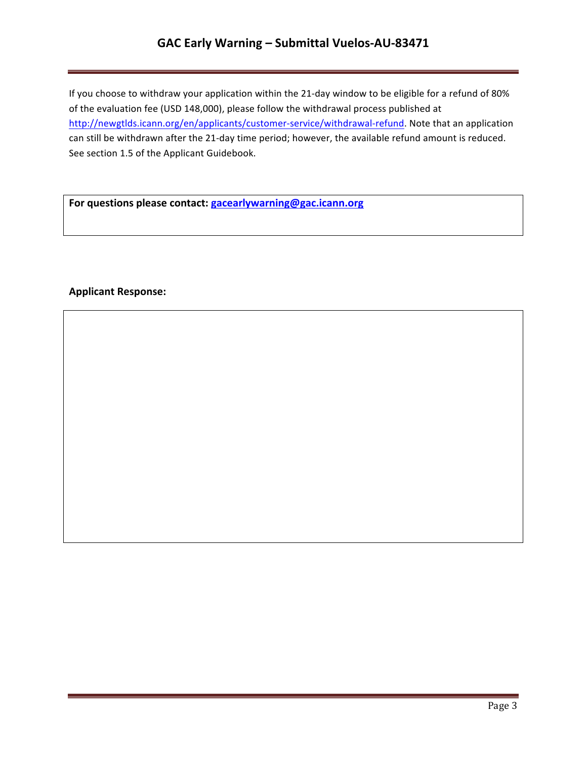If you choose to withdraw your application within the 21-day window to be eligible for a refund of 80% of the evaluation fee (USD 148,000), please follow the withdrawal process published at http://newgtlds.icann.org/en/applicants/customer-service/withdrawal-refund. Note that an application can still be withdrawn after the 21-day time period; however, the available refund amount is reduced. See section 1.5 of the Applicant Guidebook.

**For questions please contact: gacearlywarning@gac.icann.org**

**Applicant Response:**